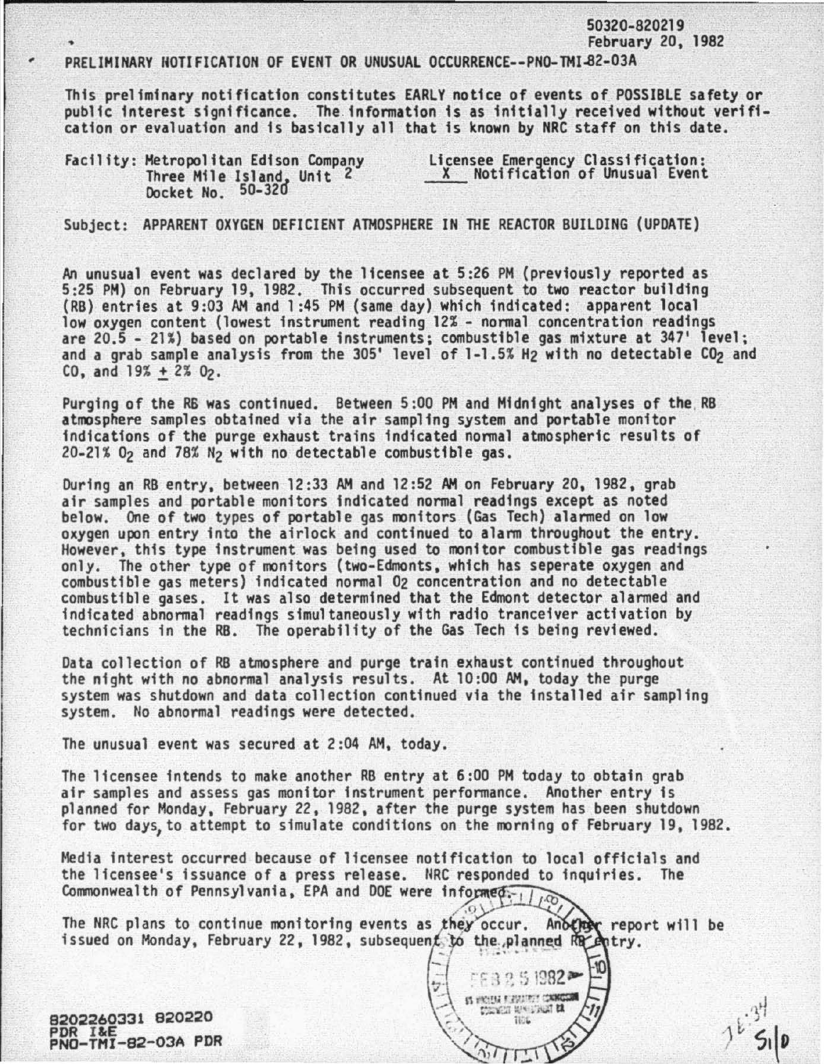50320-820219
February 20, 1982

PRELIMINARY NOTIFICATION OF EVENT OR UNUSUAL OCCURRENCE--PNO-TMI-82-03A

This preliminary notification constitutes EARLY notice of events of POSSIBLE safety or public interest significance. The information is as initially received without verification or evaluation and is basically all that is known by NRC staff on this date.

Facility: Metropolitan Edison Company
Three Mile Island, Unit 2
Docket No. 50-320

Licensee Emergency Classification:
X Notification of Unusual Event

Subject: APPARENT OXYGEN DEFICIENT ATMOSPHERE IN THE REACTOR BUILDING (UPDATE)

An unusual event was declared by the licensee at 5:26 PM (previously reported as 5:25 PM) on February 19, 1982. This occurred subsequent to two reactor building (RB) entries at 9:03 AM and 1:45 PM (same day) which indicated: apparent local low oxygen content (lowest instrument reading 12% - normal concentration readings are 20.5 - 21%) based on portable instruments; combustible gas mixture at 347' level; and a grab sample analysis from the 305' level of 1-1.5% $H_2$ with no detectable $CO_2$ and CO, and 19% ± 2% $O_2$.

Purging of the RB was continued. Between 5:00 PM and Midnight analyses of the RB atmosphere samples obtained via the air sampling system and portable monitor indications of the purge exhaust trains indicated normal atmospheric results of 20-21% $O_2$ and 78% $N_2$ with no detectable combustible gas.

During an RB entry, between 12:33 AM and 12:52 AM on February 20, 1982, grab air samples and portable monitors indicated normal readings except as noted below. One of two types of portable gas monitors (Gas Tech) alarmed on low oxygen upon entry into the airlock and continued to alarm throughout the entry. However, this type instrument was being used to monitor combustible gas readings only. The other type of monitors (two-Edmonts, which has seperate oxygen and combustible gas meters) indicated normal $O_2$ concentration and no detectable combustible gases. It was also determined that the Edmont detector alarmed and indicated abnormal readings simultaneously with radio tranceiver activation by technicians in the RB. The operability of the Gas Tech is being reviewed.

Data collection of RB atmosphere and purge train exhaust continued throughout the night with no abnormal analysis results. At 10:00 AM, today the purge system was shutdown and data collection continued via the installed air sampling system. No abnormal readings were detected.

The unusual event was secured at 2:04 AM, today.

The licensee intends to make another RB entry at 6:00 PM today to obtain grab air samples and assess gas monitor instrument performance. Another entry is planned for Monday, February 22, 1982, after the purge system has been shutdown for two days, to attempt to simulate conditions on the morning of February 19, 1982.

Media interest occurred because of licensee notification to local officials and the licensee's issuance of a press release. NRC responded to inquiries. The Commonwealth of Pennsylvania, EPA and DOE were informed.

The NRC plans to continue monitoring events as they occur. Another report will be issued on Monday, February 22, 1982, subsequent to the planned RB entry.

8202260331 820220
PDR I&E
PNO-TMI-82-03A PDR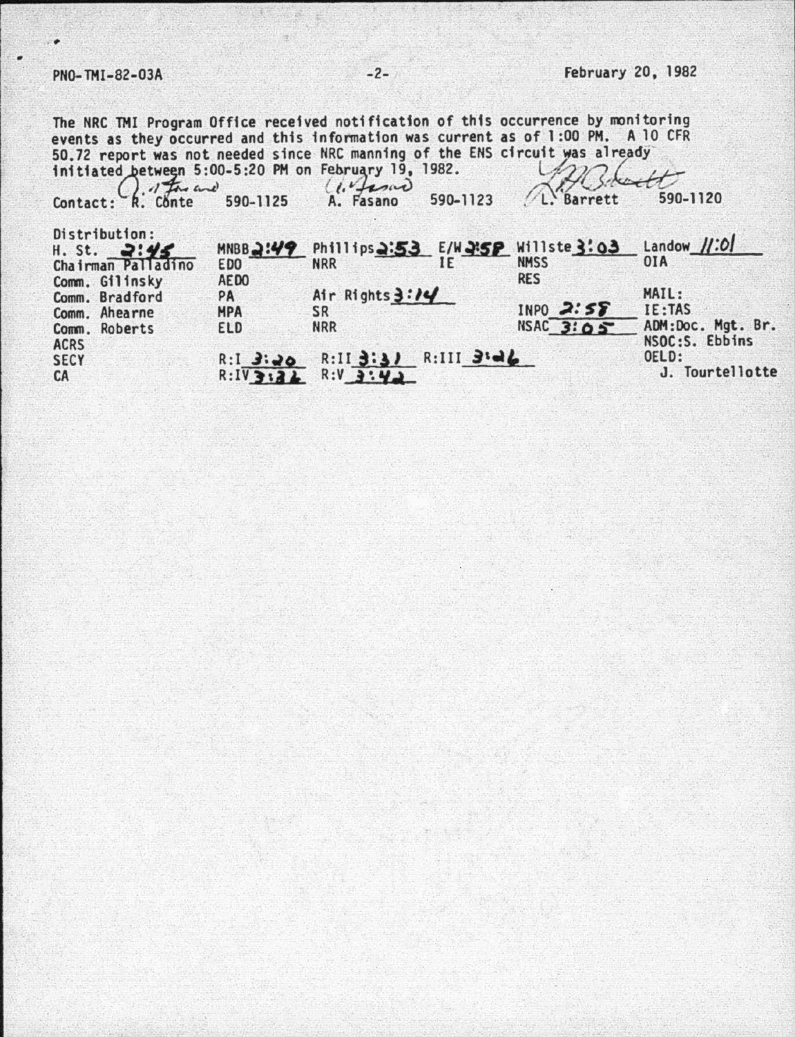PNO-TMI-82-03A -2- February 20, 1982

The NRC TMI Program Office received notification of this occurrence by monitoring events as they occurred and this information was current as of 1:00 PM. A 10 CFR 50.72 report was not needed since NRC manning of the ENS circuit was already initiated between 5:00-5:20 PM on February 19, 1982.

Contact: R. Conte 590-1125 A. Fasano 590-1123 L. Barrett 590-1120

Distribution:

| | | | | | |
|---|---|---|---|---|---|
| H. St. 2:45 | MNBB 2:49 | Phillips 2:53 | E/W 2:58 | Willste 3:03 | Landow 11:01 |
| Chairman Palladino | EDO | NRR | IE | NMSS | OIA |
| Comm. Gilinsky | AEDO | | | RES | |
| Comm. Bradford | PA | Air Rights 3:14 | | | MAIL: |
| Comm. Ahearne | MPA | SR | | INPO 2:58 | IE:TAS |
| Comm. Roberts | ELD | NRR | | NSAC 3:05 | ADM:Doc. Mgt. Br. |
| ACRS | | | | | NSOC:S. Ebbins |
| SECY | R:I 3:20 | R:II 3:31 | R:III 3:26 | | OELD: |
| CA | R:IV 3:32 | R:V 3:42 | | | J. Tourtellotte |